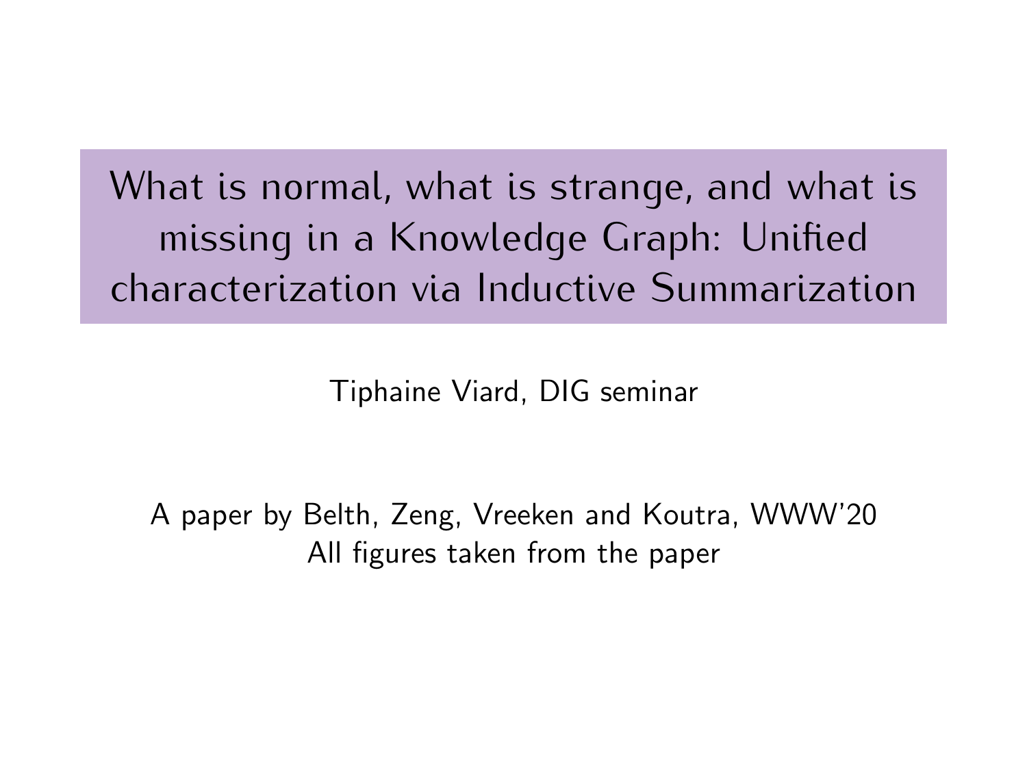# What is normal, what is strange, and what is missing in a Knowledge Graph: Unified characterization via Inductive Summarization

Tiphaine Viard, DIG seminar

A paper by Belth, Zeng, Vreeken and Koutra, WWW'20
All figures taken from the paper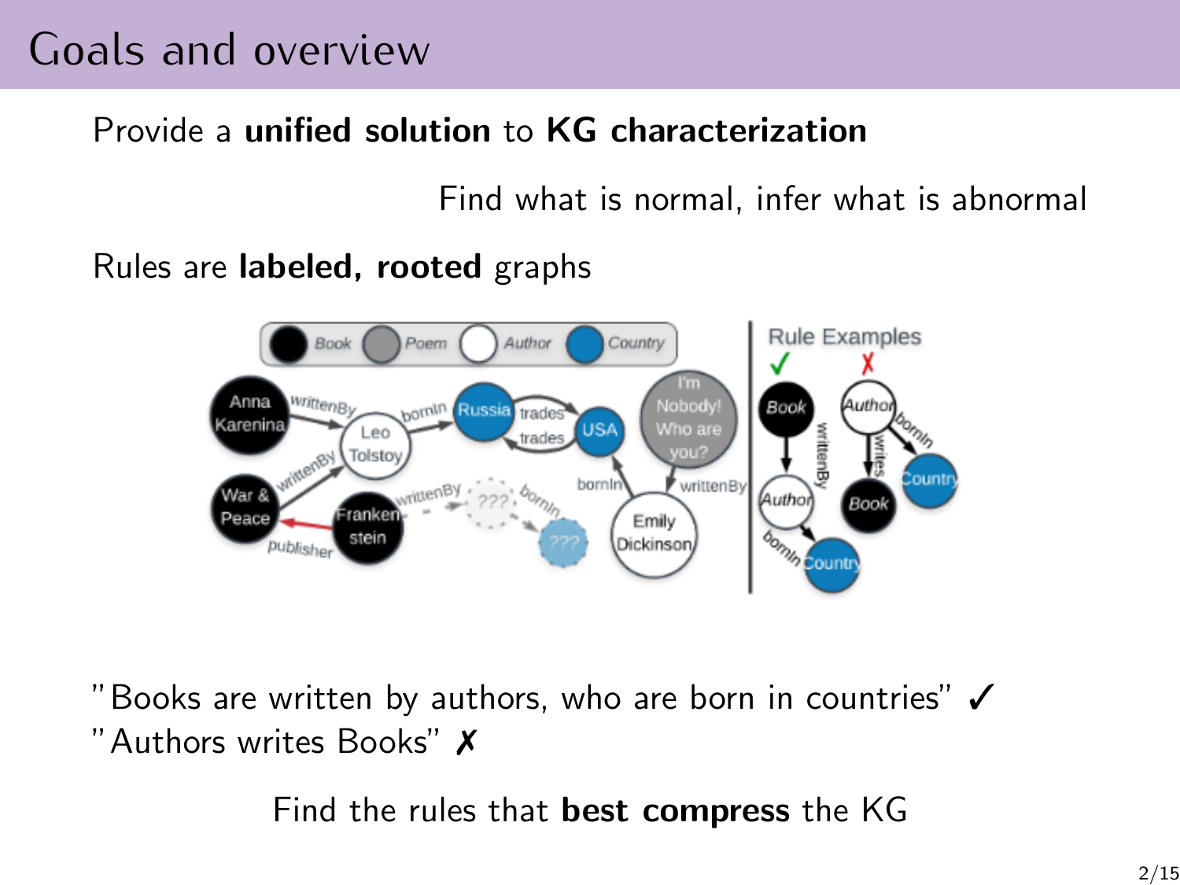# Goals and overview

Provide a **unified solution** to **KG characterization**

Find what is normal, infer what is abnormal

Rules are **labeled, rooted** graphs

"Books are written by authors, who are born in countries" ✓

"Authors writes Books" ✗

Find the rules that **best compress** the KG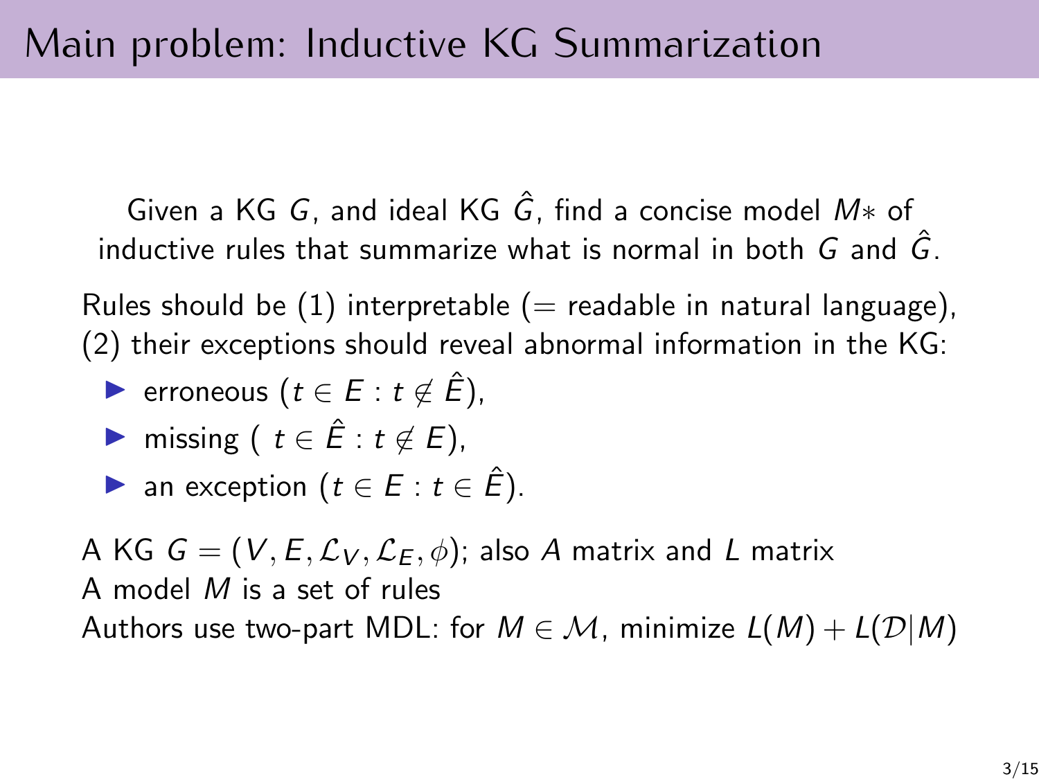# Main problem: Inductive KG Summarization

Given a KG $G$, and ideal KG $\hat{G}$, find a concise model $M*$ of inductive rules that summarize what is normal in both $G$ and $\hat{G}$.

Rules should be (1) interpretable (= readable in natural language), (2) their exceptions should reveal abnormal information in the KG:

- erroneous ($t \in E : t \notin \hat{E}$),
- missing ( $t \in \hat{E} : t \notin E$),
- an exception ($t \in E : t \in \hat{E}$).

A KG $G = (V, E, \mathcal{L}_V, \mathcal{L}_E, \phi)$; also $A$ matrix and $L$ matrix
A model $M$ is a set of rules
Authors use two-part MDL: for $M \in \mathcal{M}$, minimize $L(M) + L(\mathcal{D}|M)$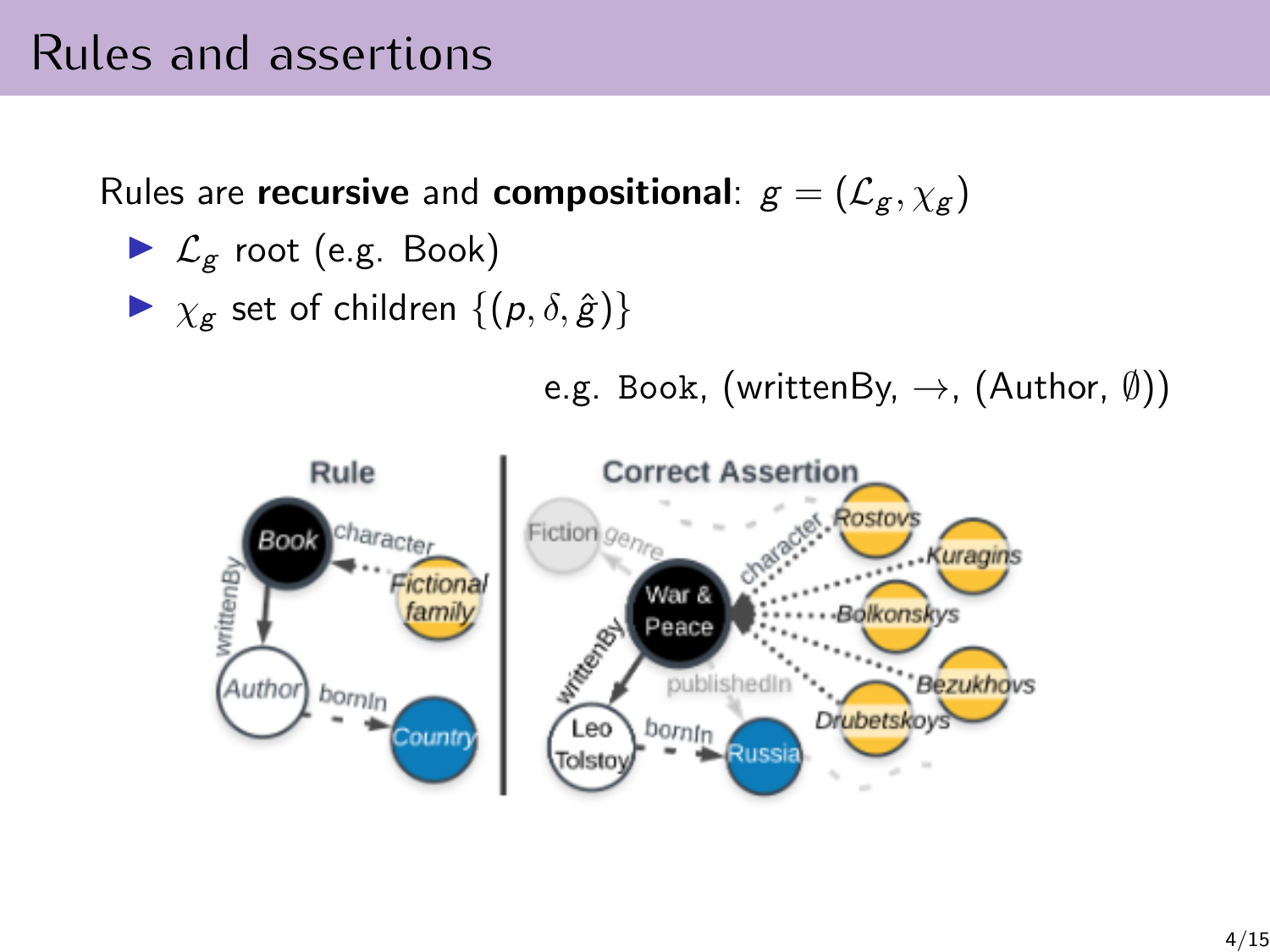# Rules and assertions

Rules are **recursive** and **compositional**: $g = (\mathcal{L}_g, \chi_g)$

- $\mathcal{L}_g$ root (e.g. Book)
- $\chi_g$ set of children $\{(p, \delta, \hat{g})\}$

e.g. Book, (writtenBy, $\rightarrow$, (Author, $\emptyset$))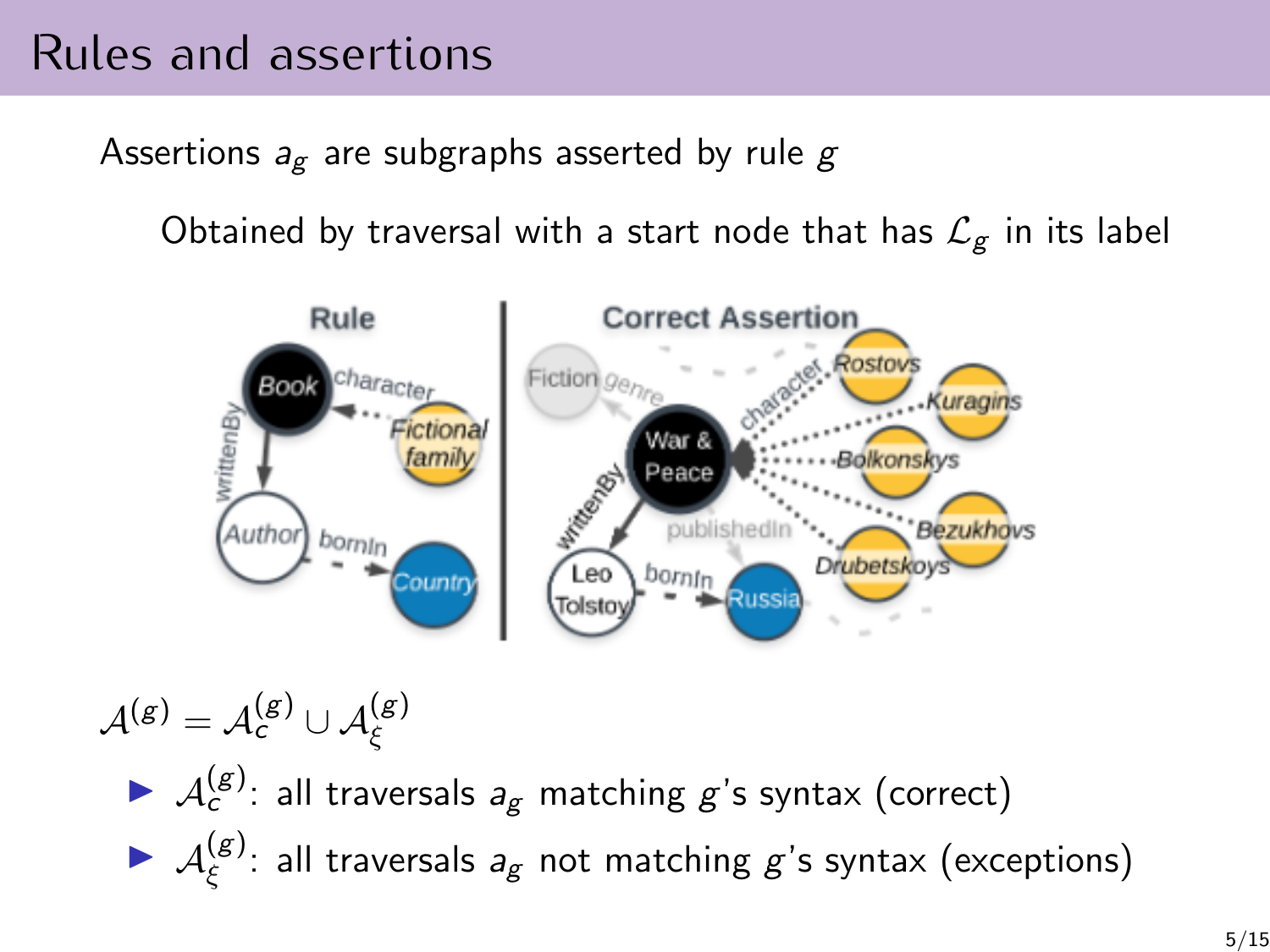# Rules and assertions

Assertions $a_g$ are subgraphs asserted by rule $g$

Obtained by traversal with a start node that has $\mathcal{L}_g$ in its label

$\mathcal{A}^{(g)} = \mathcal{A}_c^{(g)} \cup \mathcal{A}_\xi^{(g)}$

- $\mathcal{A}_c^{(g)}$: all traversals $a_g$ matching $g$'s syntax (correct)
- $\mathcal{A}_\xi^{(g)}$: all traversals $a_g$ not matching $g$'s syntax (exceptions)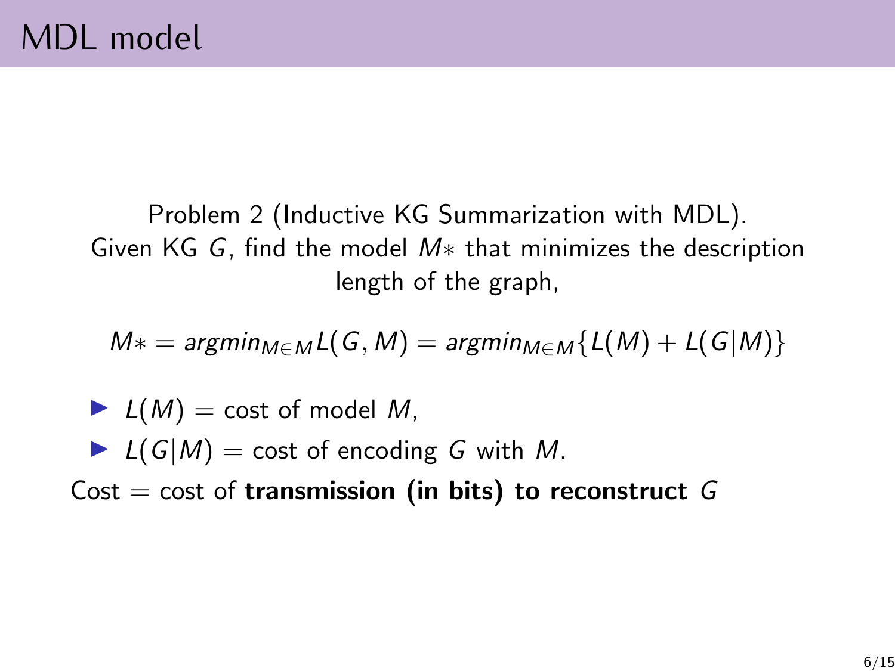# MDL model

Problem 2 (Inductive KG Summarization with MDL).
Given KG $G$, find the model $M*$ that minimizes the description length of the graph,

$$M* = argmin_{M \in M} L(G, M) = argmin_{M \in M} \{L(M) + L(G|M)\}$$

- $L(M)$ = cost of model $M$,
- $L(G|M)$ = cost of encoding $G$ with $M$.

Cost = cost of **transmission (in bits) to reconstruct** $G$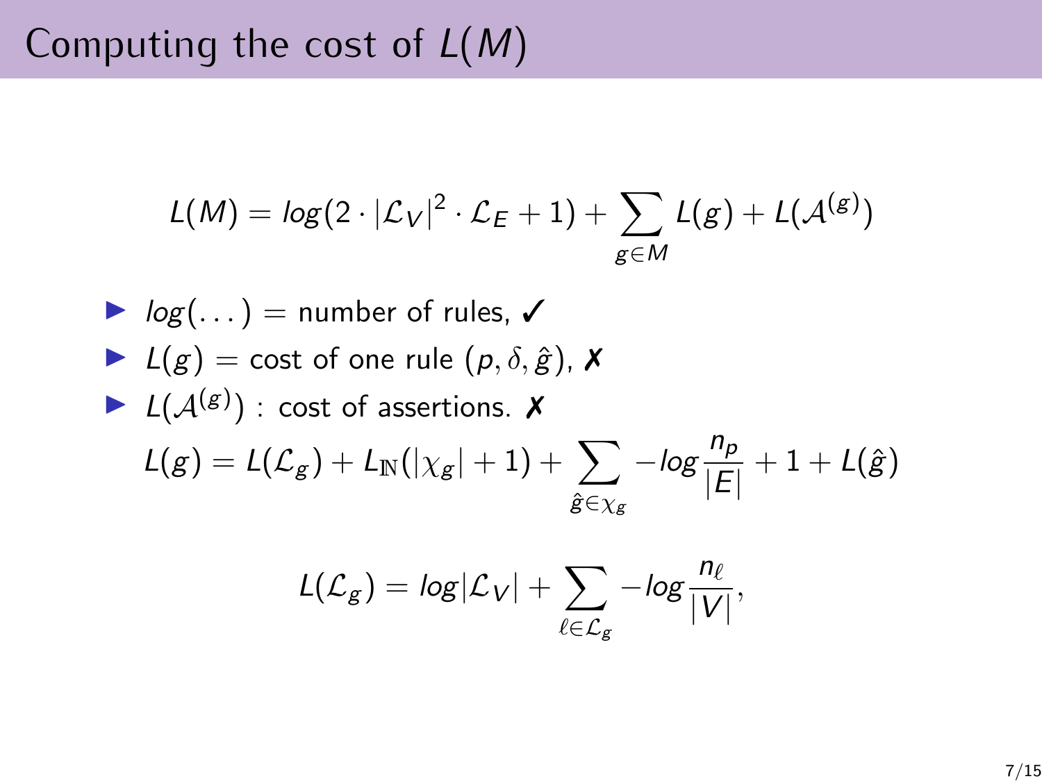# Computing the cost of $L(M)$

$$L(M) = log(2 \cdot |\mathcal{L}_V|^2 \cdot \mathcal{L}_E + 1) + \sum_{g \in M} L(g) + L(\mathcal{A}^{(g)})$$

- $log(\dots)$ = number of rules, ✓
- $L(g)$ = cost of one rule $(p, \delta, \hat{g})$, ✗
- $L(\mathcal{A}^{(g)})$ : cost of assertions. ✗

$$L(g) = L(\mathcal{L}_g) + L_{\mathbb{N}}(|\chi_g| + 1) + \sum_{\hat{g} \in \chi_g} -log \frac{n_p}{|E|} + 1 + L(\hat{g})$$

$$L(\mathcal{L}_g) = log|\mathcal{L}_V| + \sum_{\ell \in \mathcal{L}_g} -log \frac{n_\ell}{|V|},$$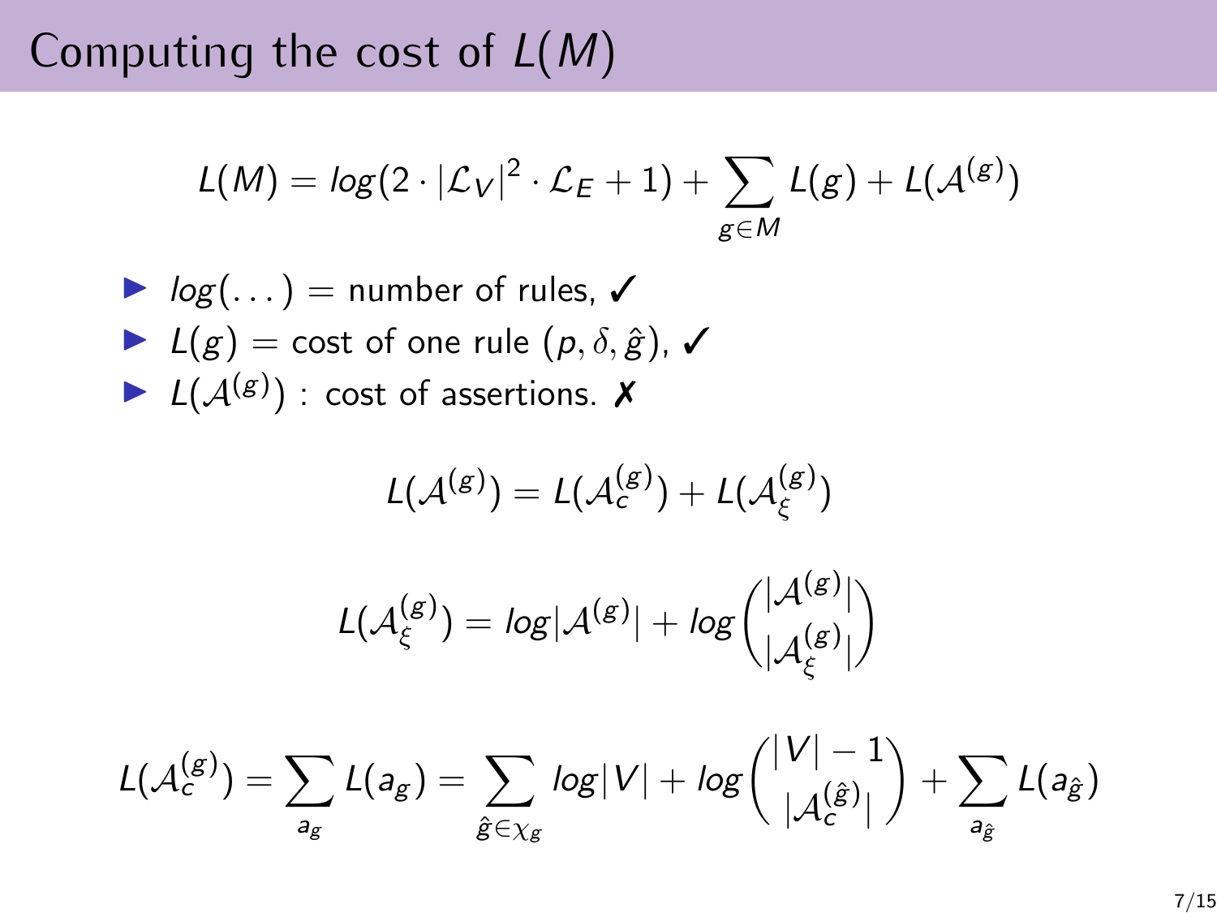# Computing the cost of $L(M)$

$$L(M) = log(2 \cdot |\mathcal{L}_V|^2 \cdot \mathcal{L}_E + 1) + \sum_{g \in M} L(g) + L(\mathcal{A}^{(g)})$$

- $log(\dots)$ = number of rules, ✓
- $L(g)$ = cost of one rule $(p, \delta, \hat{g})$, ✓
- $L(\mathcal{A}^{(g)})$ : cost of assertions. ✗

$$L(\mathcal{A}^{(g)}) = L(\mathcal{A}_c^{(g)}) + L(\mathcal{A}_\xi^{(g)})$$

$$L(\mathcal{A}_\xi^{(g)}) = log|\mathcal{A}^{(g)}| + log\binom{|\mathcal{A}^{(g)}|}{|\mathcal{A}_\xi^{(g)}|}$$

$$L(\mathcal{A}_c^{(g)}) = \sum_{a_g} L(a_g) = \sum_{\hat{g} \in \chi_g} log|V| + log\binom{|V|-1}{|\mathcal{A}_c^{(\hat{g})}|} + \sum_{a_{\hat{g}}} L(a_{\hat{g}})$$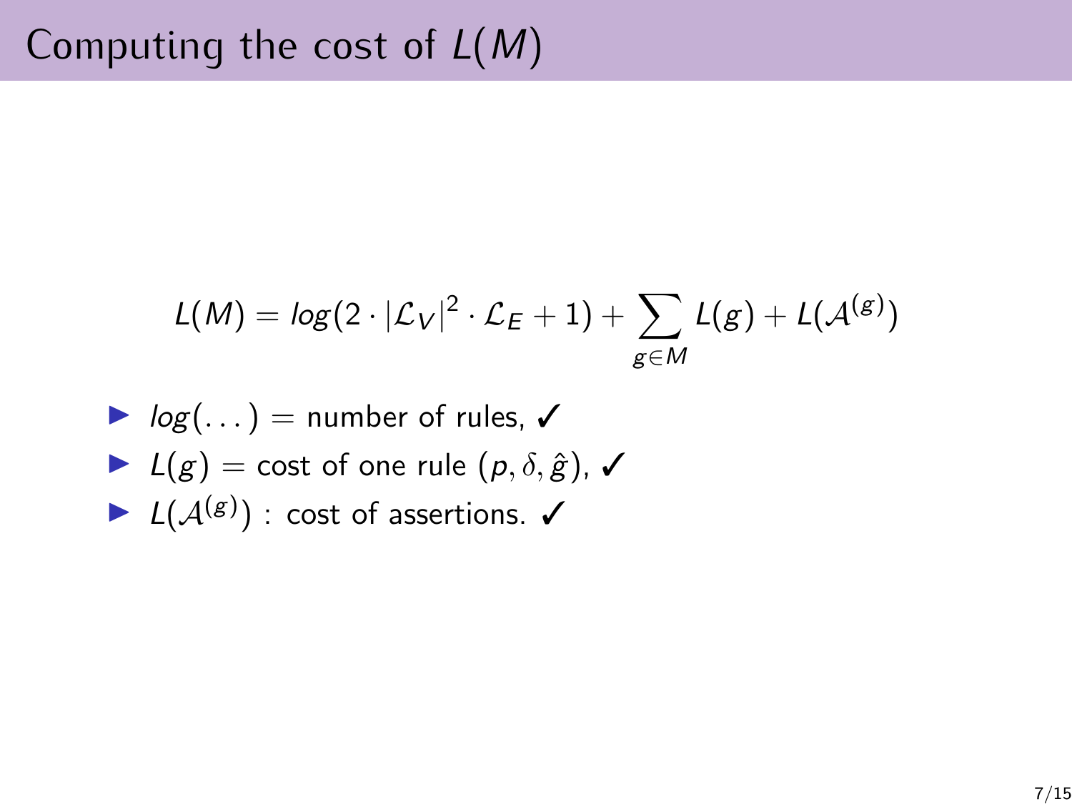# Computing the cost of $L(M)$

$$L(M) = log(2 \cdot |\mathcal{L}_V|^2 \cdot \mathcal{L}_E + 1) + \sum_{g \in M} L(g) + L(\mathcal{A}^{(g)})$$

- $log(\dots)$ = number of rules, ✓
- $L(g)$ = cost of one rule $(p, \delta, \hat{g})$, ✓
- $L(\mathcal{A}^{(g)})$ : cost of assertions. ✓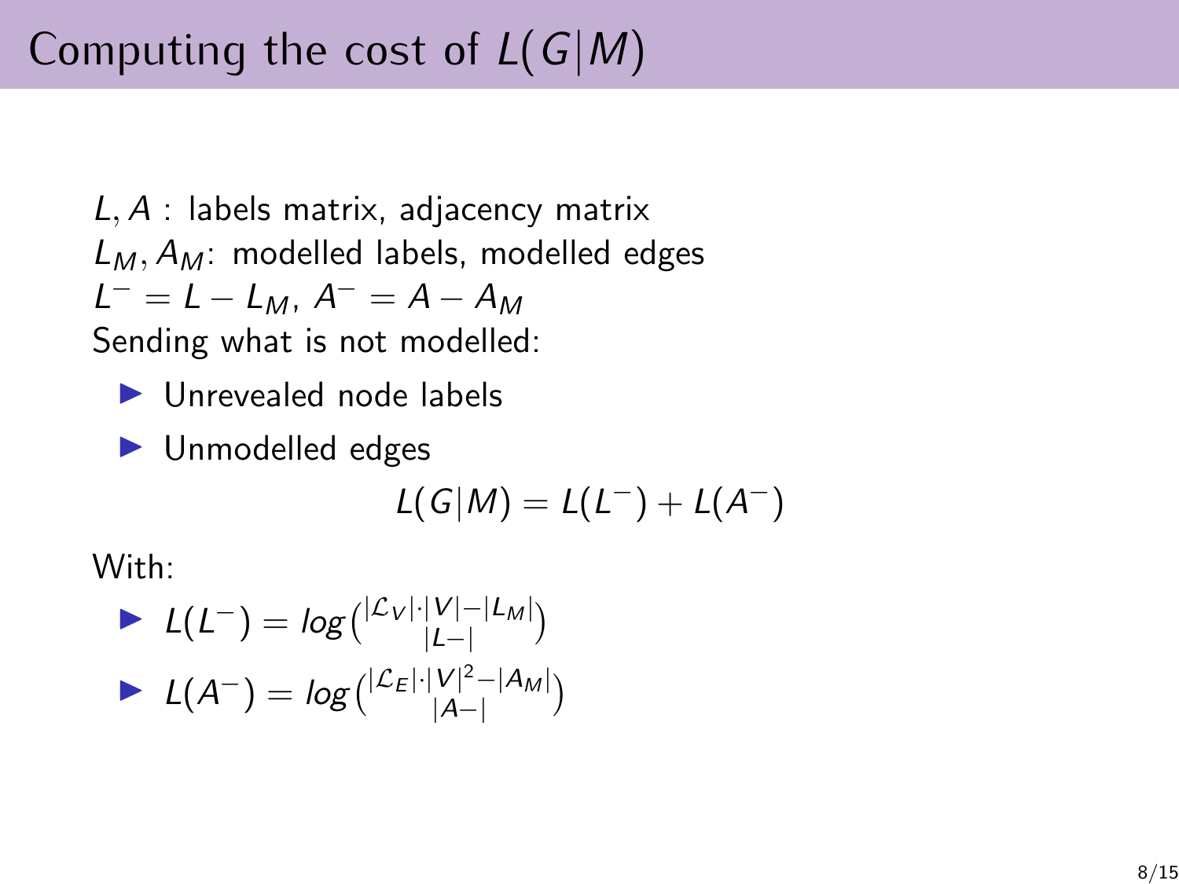# Computing the cost of $L(G|M)$

$L, A$ : labels matrix, adjacency matrix
$L_M, A_M$: modelled labels, modelled edges
$L^- = L - L_M$, $A^- = A - A_M$
Sending what is not modelled:

- Unrevealed node labels
- Unmodelled edges

$$L(G|M) = L(L^-) + L(A^-)$$

With:

- $L(L^-) = log\binom{|\mathcal{L}_V| \cdot |V| - |L_M|}{|L-|}$
- $L(A^-) = log\binom{|\mathcal{L}_E| \cdot |V|^2 - |A_M|}{|A-|}$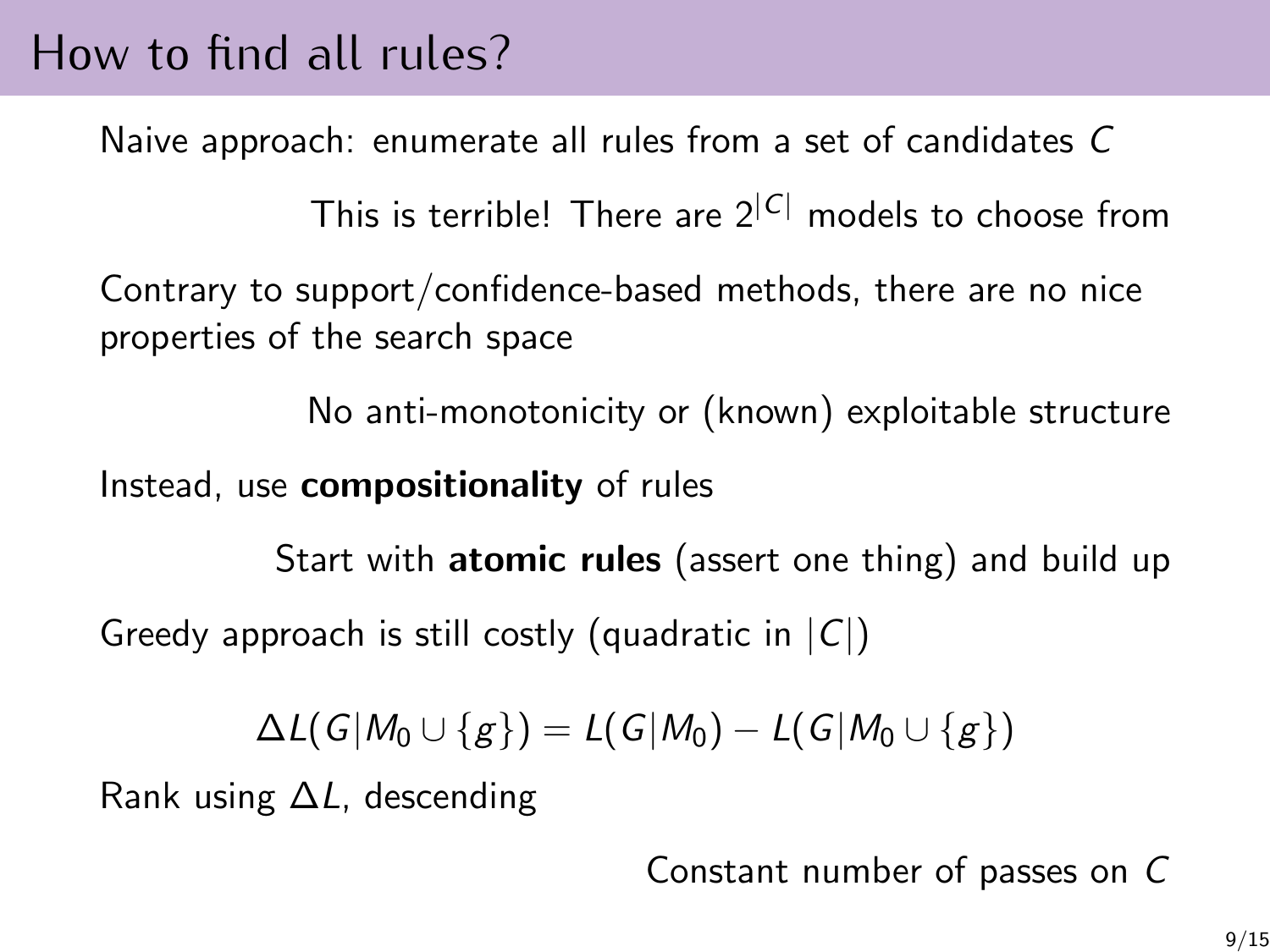# How to find all rules?

Naive approach: enumerate all rules from a set of candidates $C$

This is terrible! There are $2^{|C|}$ models to choose from

Contrary to support/confidence-based methods, there are no nice properties of the search space

No anti-monotonicity or (known) exploitable structure

Instead, use **compositionality** of rules

Start with **atomic rules** (assert one thing) and build up

Greedy approach is still costly (quadratic in $|C|$)

$$\Delta L(G|M_0 \cup \{g\}) = L(G|M_0) - L(G|M_0 \cup \{g\})$$

Rank using $\Delta L$, descending

Constant number of passes on $C$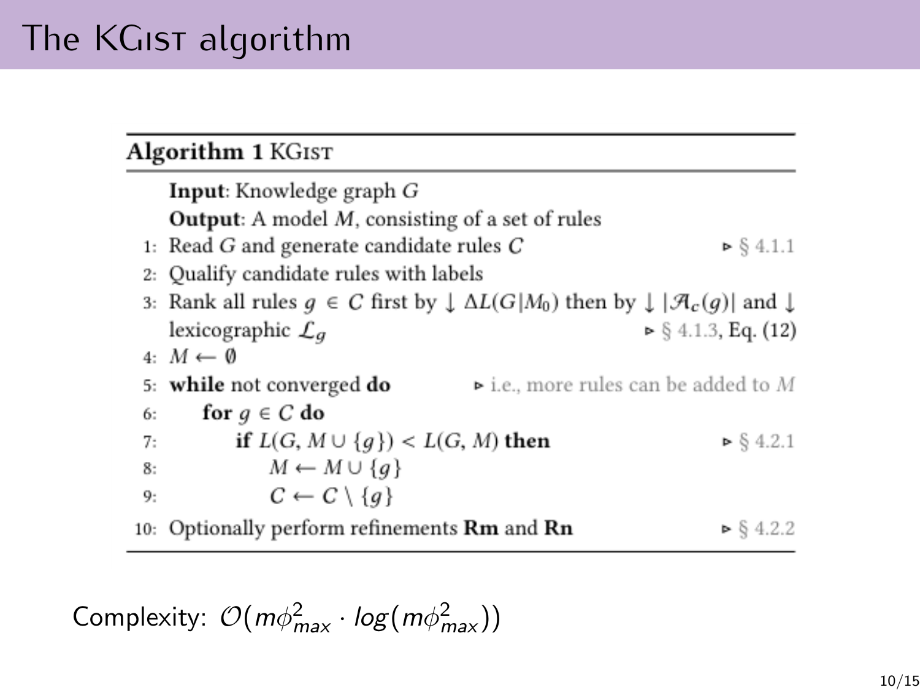# The KGist algorithm

**Algorithm 1** KGist

**Input**: Knowledge graph $G$

**Output**: A model $M$, consisting of a set of rules

```
1: Read G and generate candidate rules C                                  ▷ § 4.1.1
2: Qualify candidate rules with labels
3: Rank all rules g ∈ C first by ↓ ΔL(G|M_0) then by ↓ |A_c(g)| and ↓
   lexicographic L_g                                                      ▷ § 4.1.3, Eq. (12)
4: M ← ∅
5: while not converged do                  ▷ i.e., more rules can be added to M
6:     for g ∈ C do
7:         if L(G, M ∪ {g}) < L(G, M) then                                ▷ § 4.2.1
8:             M ← M ∪ {g}
9:             C ← C \ {g}
10: Optionally perform refinements Rm and Rn                              ▷ § 4.2.2
```

Complexity: $\mathcal{O}(m\phi_{max}^2 \cdot log(m\phi_{max}^2))$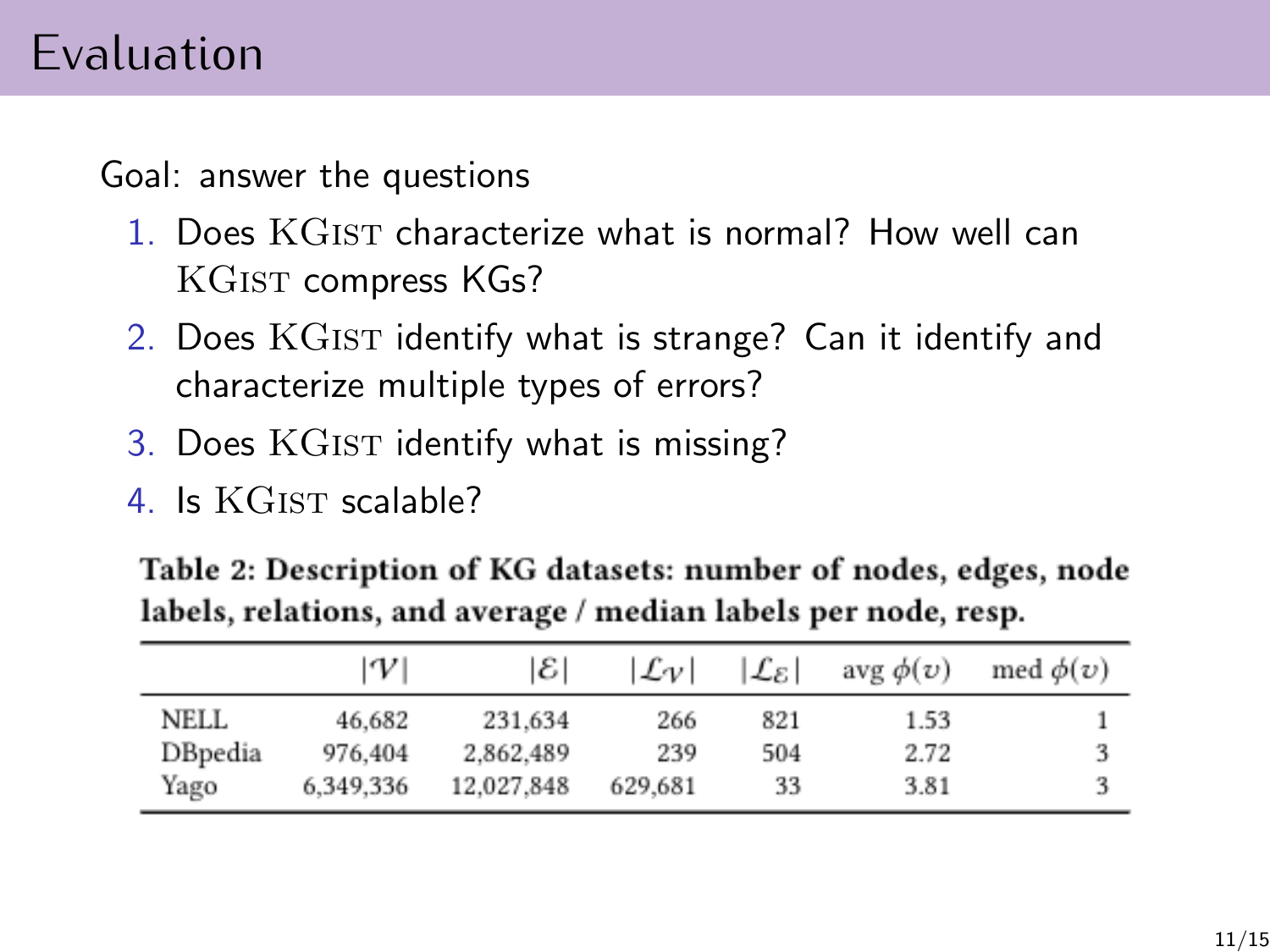# Evaluation

Goal: answer the questions

1. Does KGist characterize what is normal? How well can KGist compress KGs?
2. Does KGist identify what is strange? Can it identify and characterize multiple types of errors?
3. Does KGist identify what is missing?
4. Is KGist scalable?

**Table 2: Description of KG datasets: number of nodes, edges, node labels, relations, and average / median labels per node, resp.**

| | $\lvert\mathcal{V}\rvert$ | $\lvert\mathcal{E}\rvert$ | $\lvert\mathcal{L}_{\mathcal{V}}\rvert$ | $\lvert\mathcal{L}_{\mathcal{E}}\rvert$ | avg $\phi(v)$ | med $\phi(v)$ |
|---|---|---|---|---|---|---|
| NELL | 46,682 | 231,634 | 266 | 821 | 1.53 | 1 |
| DBpedia | 976,404 | 2,862,489 | 239 | 504 | 2.72 | 3 |
| Yago | 6,349,336 | 12,027,848 | 629,681 | 33 | 3.81 | 3 |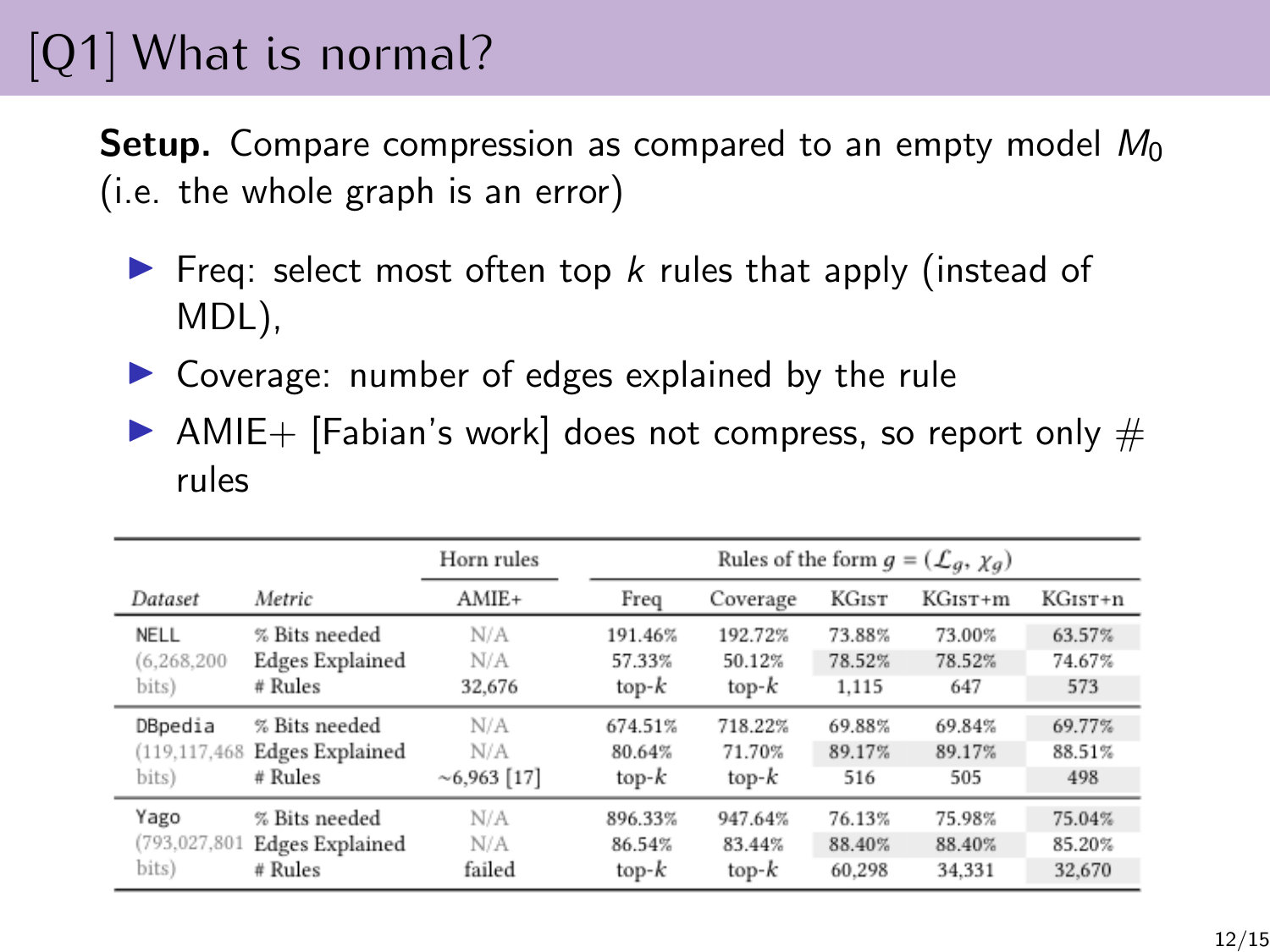# [Q1] What is normal?

**Setup.** Compare compression as compared to an empty model $M_0$ (i.e. the whole graph is an error)

- Freq: select most often top $k$ rules that apply (instead of MDL),
- Coverage: number of edges explained by the rule
- AMIE+ [Fabian's work] does not compress, so report only # rules

| | | Horn rules | Rules of the form $g = (\mathcal{L}_g, \chi_g)$ | | | | |
|---|---|---|---|---|---|---|---|
| *Dataset* | *Metric* | AMIE+ | Freq | Coverage | KGist | KGist+m | KGist+n |
| NELL (6,268,200 bits) | % Bits needed | N/A | 191.46% | 192.72% | 73.88% | 73.00% | 63.57% |
| | Edges Explained | N/A | 57.33% | 50.12% | 78.52% | 78.52% | 74.67% |
| | # Rules | 32,676 | top-$k$ | top-$k$ | 1,115 | 647 | 573 |
| DBpedia (119,117,468 bits) | % Bits needed | N/A | 674.51% | 718.22% | 69.88% | 69.84% | 69.77% |
| | Edges Explained | N/A | 80.64% | 71.70% | 89.17% | 89.17% | 88.51% |
| | # Rules | ~6,963 [17] | top-$k$ | top-$k$ | 516 | 505 | 498 |
| Yago (793,027,801 bits) | % Bits needed | N/A | 896.33% | 947.64% | 76.13% | 75.98% | 75.04% |
| | Edges Explained | N/A | 86.54% | 83.44% | 88.40% | 88.40% | 85.20% |
| | # Rules | failed | top-$k$ | top-$k$ | 60,298 | 34,331 | 32,670 |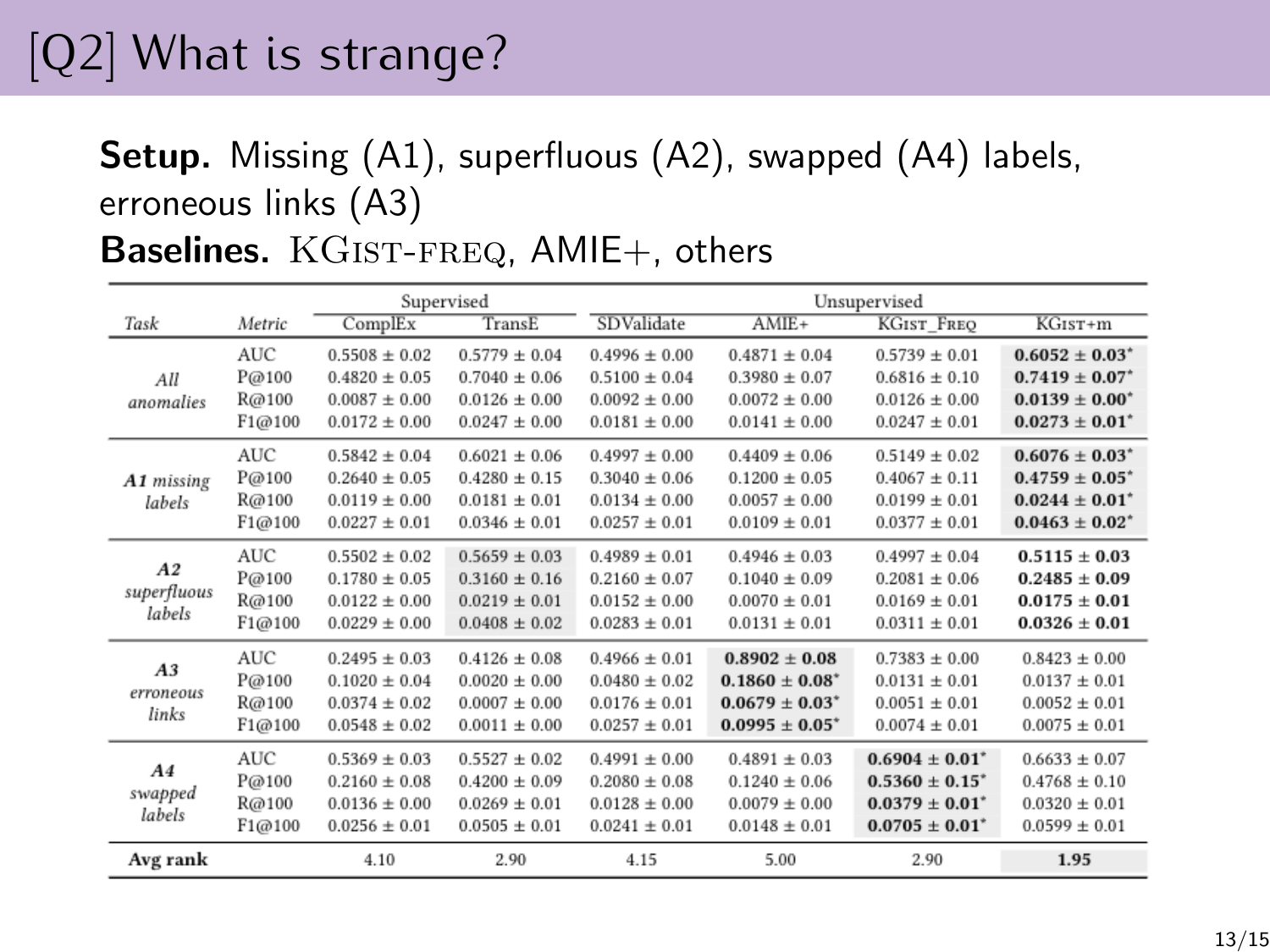# [Q2] What is strange?

**Setup.** Missing (A1), superfluous (A2), swapped (A4) labels, erroneous links (A3)

**Baselines.** KGIST-FREQ, AMIE+, others

| Task | Metric | Supervised | | Unsupervised | | | |
|---|---|---|---|---|---|---|---|
| | | ComplEx | TransE | SDValidate | AMIE+ | KGIST_FREQ | KGIST+m |
| *All anomalies* | AUC | 0.5508 ± 0.02 | 0.5779 ± 0.04 | 0.4996 ± 0.00 | 0.4871 ± 0.04 | 0.5739 ± 0.01 | **0.6052 ± 0.03*** |
| | P@100 | 0.4820 ± 0.05 | 0.7040 ± 0.06 | 0.5100 ± 0.04 | 0.3980 ± 0.07 | 0.6816 ± 0.10 | **0.7419 ± 0.07*** |
| | R@100 | 0.0087 ± 0.00 | 0.0126 ± 0.00 | 0.0092 ± 0.00 | 0.0072 ± 0.00 | 0.0126 ± 0.00 | **0.0139 ± 0.00*** |
| | F1@100 | 0.0172 ± 0.00 | 0.0247 ± 0.00 | 0.0181 ± 0.00 | 0.0141 ± 0.00 | 0.0247 ± 0.01 | **0.0273 ± 0.01*** |
| ***A1** missing labels* | AUC | 0.5842 ± 0.04 | 0.6021 ± 0.06 | 0.4997 ± 0.00 | 0.4409 ± 0.06 | 0.5149 ± 0.02 | **0.6076 ± 0.03*** |
| | P@100 | 0.2640 ± 0.05 | 0.4280 ± 0.15 | 0.3040 ± 0.06 | 0.1200 ± 0.05 | 0.4067 ± 0.11 | **0.4759 ± 0.05*** |
| | R@100 | 0.0119 ± 0.00 | 0.0181 ± 0.01 | 0.0134 ± 0.00 | 0.0057 ± 0.00 | 0.0199 ± 0.01 | **0.0244 ± 0.01*** |
| | F1@100 | 0.0227 ± 0.01 | 0.0346 ± 0.01 | 0.0257 ± 0.01 | 0.0109 ± 0.01 | 0.0377 ± 0.01 | **0.0463 ± 0.02*** |
| ***A2** superfluous labels* | AUC | 0.5502 ± 0.02 | 0.5659 ± 0.03 | 0.4989 ± 0.01 | 0.4946 ± 0.03 | 0.4997 ± 0.04 | **0.5115 ± 0.03** |
| | P@100 | 0.1780 ± 0.05 | 0.3160 ± 0.16 | 0.2160 ± 0.07 | 0.1040 ± 0.09 | 0.2081 ± 0.06 | **0.2485 ± 0.09** |
| | R@100 | 0.0122 ± 0.00 | 0.0219 ± 0.01 | 0.0152 ± 0.00 | 0.0070 ± 0.01 | 0.0169 ± 0.01 | **0.0175 ± 0.01** |
| | F1@100 | 0.0229 ± 0.00 | 0.0408 ± 0.02 | 0.0283 ± 0.01 | 0.0131 ± 0.01 | 0.0311 ± 0.01 | **0.0326 ± 0.01** |
| ***A3** erroneous links* | AUC | 0.2495 ± 0.03 | 0.4126 ± 0.08 | 0.4966 ± 0.01 | **0.8902 ± 0.08** | 0.7383 ± 0.00 | 0.8423 ± 0.00 |
| | P@100 | 0.1020 ± 0.04 | 0.0020 ± 0.00 | 0.0480 ± 0.02 | **0.1860 ± 0.08*** | 0.0131 ± 0.01 | 0.0137 ± 0.01 |
| | R@100 | 0.0374 ± 0.02 | 0.0007 ± 0.00 | 0.0176 ± 0.01 | **0.0679 ± 0.03*** | 0.0051 ± 0.01 | 0.0052 ± 0.01 |
| | F1@100 | 0.0548 ± 0.02 | 0.0011 ± 0.00 | 0.0257 ± 0.01 | **0.0995 ± 0.05*** | 0.0074 ± 0.01 | 0.0075 ± 0.01 |
| ***A4** swapped labels* | AUC | 0.5369 ± 0.03 | 0.5527 ± 0.02 | 0.4991 ± 0.00 | 0.4891 ± 0.03 | **0.6904 ± 0.01*** | 0.6633 ± 0.07 |
| | P@100 | 0.2160 ± 0.08 | 0.4200 ± 0.09 | 0.2080 ± 0.08 | 0.1240 ± 0.06 | **0.5360 ± 0.15*** | 0.4768 ± 0.10 |
| | R@100 | 0.0136 ± 0.00 | 0.0269 ± 0.01 | 0.0128 ± 0.00 | 0.0079 ± 0.00 | **0.0379 ± 0.01*** | 0.0320 ± 0.01 |
| | F1@100 | 0.0256 ± 0.01 | 0.0505 ± 0.01 | 0.0241 ± 0.01 | 0.0148 ± 0.01 | **0.0705 ± 0.01*** | 0.0599 ± 0.01 |
| **Avg rank** | | 4.10 | 2.90 | 4.15 | 5.00 | 2.90 | **1.95** |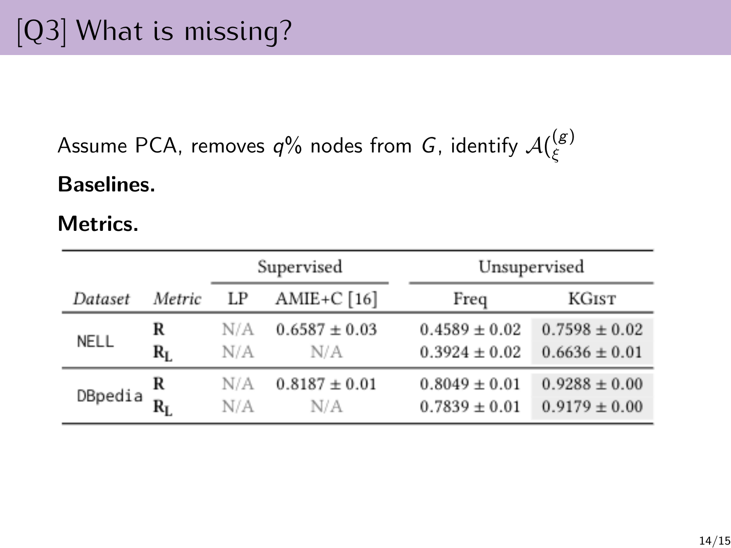# [Q3] What is missing?

Assume PCA, removes $q\%$ nodes from $G$, identify $\mathcal{A}(^{(g)}_{\xi}$

**Baselines.**

**Metrics.**

| | | Supervised | | Unsupervised | |
|---|---|---|---|---|---|
| *Dataset* | *Metric* | LP | AMIE+C [16] | Freq | KGIST |
| NELL | **R** | N/A | $0.6587 \pm 0.03$ | $0.4589 \pm 0.02$ | $0.7598 \pm 0.02$ |
| | $\mathbf{R_L}$ | N/A | N/A | $0.3924 \pm 0.02$ | $0.6636 \pm 0.01$ |
| DBpedia | **R** | N/A | $0.8187 \pm 0.01$ | $0.8049 \pm 0.01$ | $0.9288 \pm 0.00$ |
| | $\mathbf{R_L}$ | N/A | N/A | $0.7839 \pm 0.01$ | $0.9179 \pm 0.00$ |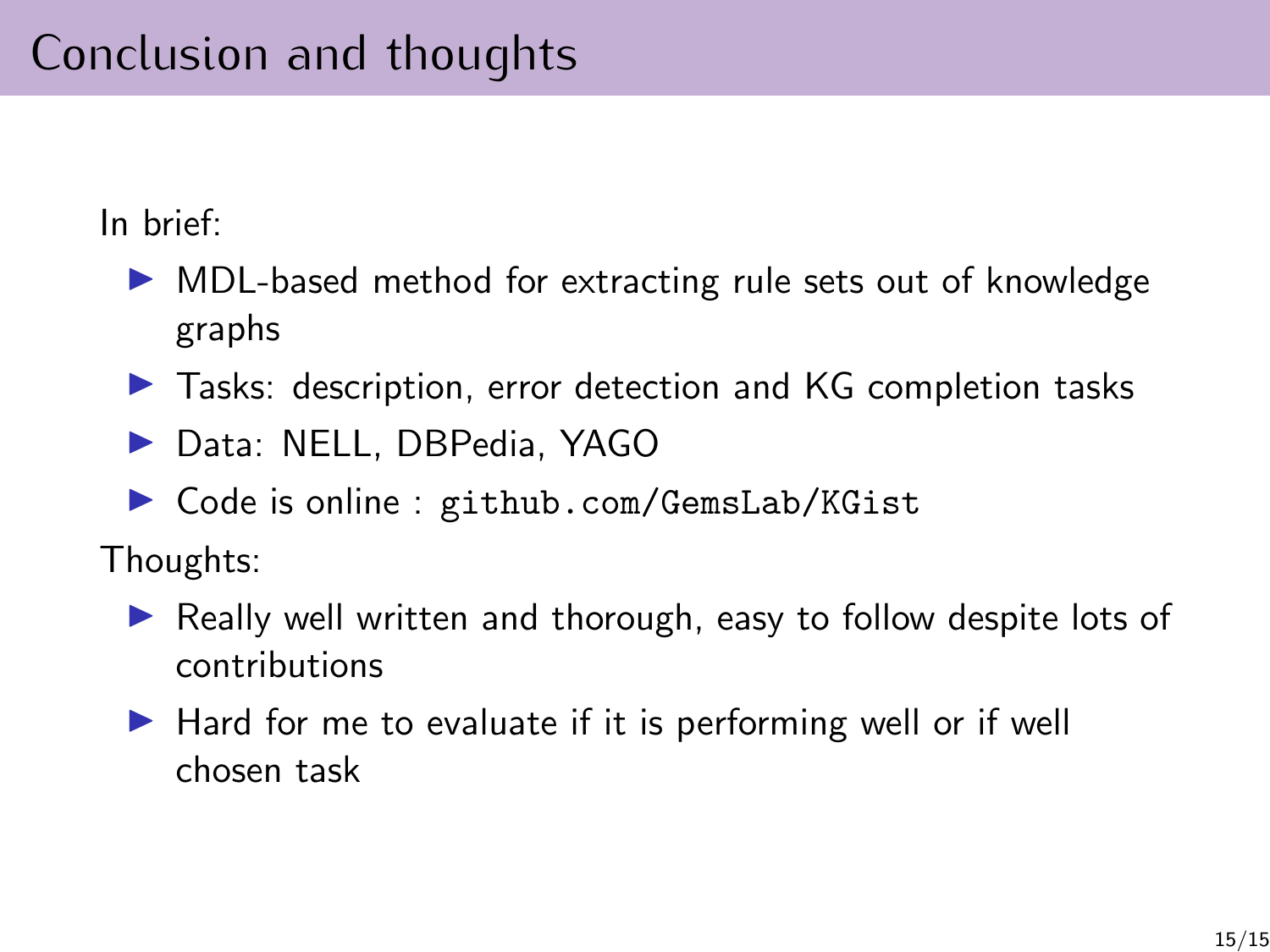# Conclusion and thoughts

In brief:

- MDL-based method for extracting rule sets out of knowledge graphs
- Tasks: description, error detection and KG completion tasks
- Data: NELL, DBPedia, YAGO
- Code is online : `github.com/GemsLab/KGist`

Thoughts:

- Really well written and thorough, easy to follow despite lots of contributions
- Hard for me to evaluate if it is performing well or if well chosen task